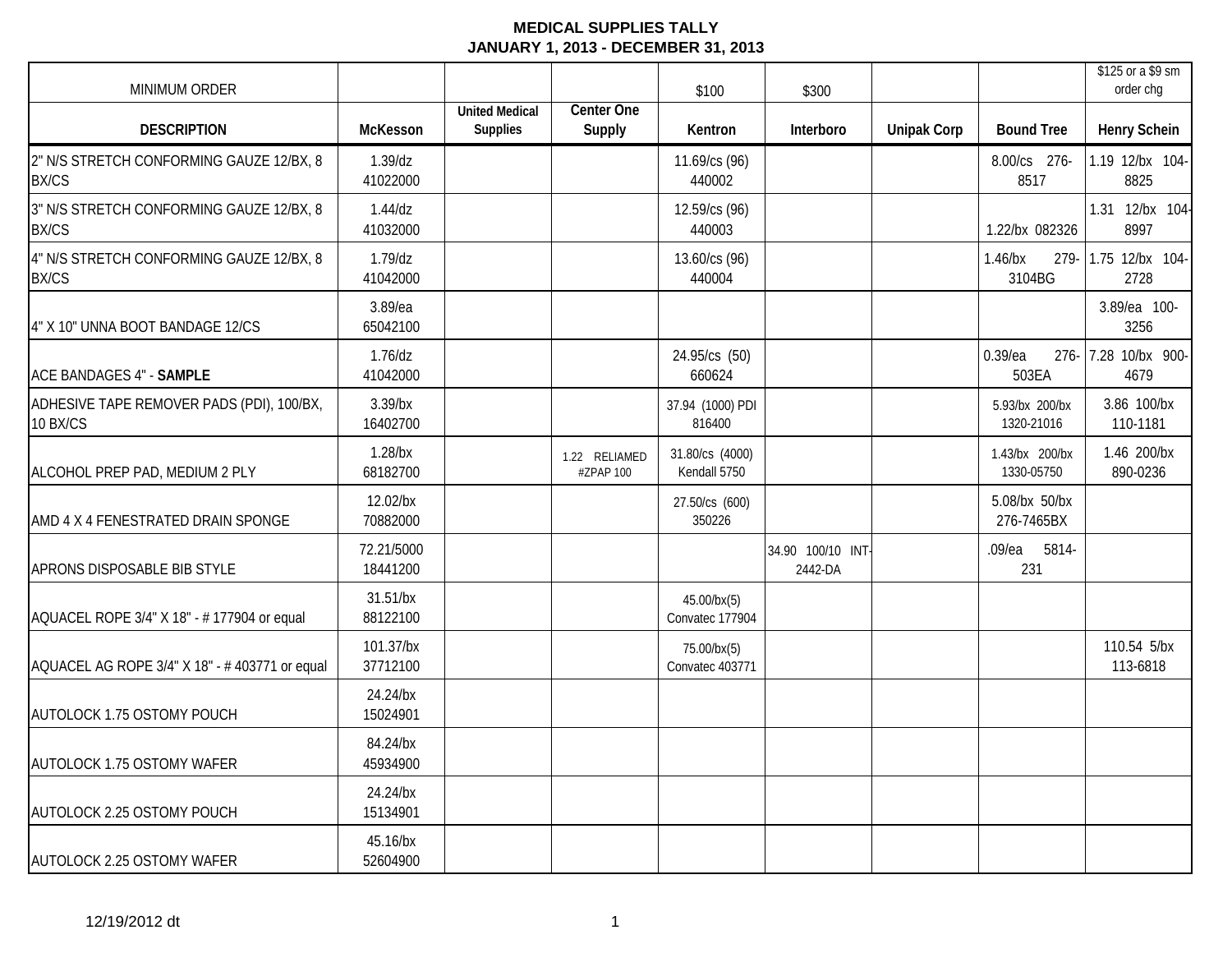**MEDICAL SUPPLIES TALLY**
**JANUARY 1, 2013 - DECEMBER 31, 2013**

| MINIMUM ORDER | | | | $100 | $300 | | | $125 or a $9 sm order chg |
|---|---|---|---|---|---|---|---|---|
| **DESCRIPTION** | **McKesson** | **United Medical Supplies** | **Center One Supply** | **Kentron** | **Interboro** | **Unipak Corp** | **Bound Tree** | **Henry Schein** |
| 2" N/S STRETCH CONFORMING GAUZE 12/BX, 8 BX/CS | 1.39/dz 41022000 | | | 11.69/cs (96) 440002 | | | 8.00/cs 276-8517 | 1.19 12/bx 104-8825 |
| 3" N/S STRETCH CONFORMING GAUZE 12/BX, 8 BX/CS | 1.44/dz 41032000 | | | 12.59/cs (96) 440003 | | | 1.22/bx 082326 | 1.31 12/bx 104-8997 |
| 4" N/S STRETCH CONFORMING GAUZE 12/BX, 8 BX/CS | 1.79/dz 41042000 | | | 13.60/cs (96) 440004 | | | 1.46/bx 279-3104BG | 1.75 12/bx 104-2728 |
| 4" X 10" UNNA BOOT BANDAGE 12/CS | 3.89/ea 65042100 | | | | | | | 3.89/ea 100-3256 |
| ACE BANDAGES 4" - **SAMPLE** | 1.76/dz 41042000 | | | 24.95/cs (50) 660624 | | | 0.39/ea 276-503EA | 7.28 10/bx 900-4679 |
| ADHESIVE TAPE REMOVER PADS (PDI), 100/BX, 10 BX/CS | 3.39/bx 16402700 | | | 37.94 (1000) PDI 816400 | | | 5.93/bx 200/bx 1320-21016 | 3.86 100/bx 110-1181 |
| ALCOHOL PREP PAD, MEDIUM 2 PLY | 1.28/bx 68182700 | | 1.22 RELIAMED #ZPAP 100 | 31.80/cs (4000) Kendall 5750 | | | 1.43/bx 200/bx 1330-05750 | 1.46 200/bx 890-0236 |
| AMD 4 X 4 FENESTRATED DRAIN SPONGE | 12.02/bx 70882000 | | | 27.50/cs (600) 350226 | | | 5.08/bx 50/bx 276-7465BX | |
| APRONS DISPOSABLE BIB STYLE | 72.21/5000 18441200 | | | | 34.90 100/10 INT-2442-DA | | .09/ea 5814-231 | |
| AQUACEL ROPE 3/4" X 18" - # 177904 or equal | 31.51/bx 88122100 | | | 45.00/bx(5) Convatec 177904 | | | | |
| AQUACEL AG ROPE 3/4" X 18" - # 403771 or equal | 101.37/bx 37712100 | | | 75.00/bx(5) Convatec 403771 | | | | 110.54 5/bx 113-6818 |
| AUTOLOCK 1.75 OSTOMY POUCH | 24.24/bx 15024901 | | | | | | | |
| AUTOLOCK 1.75 OSTOMY WAFER | 84.24/bx 45934900 | | | | | | | |
| AUTOLOCK 2.25 OSTOMY POUCH | 24.24/bx 15134901 | | | | | | | |
| AUTOLOCK 2.25 OSTOMY WAFER | 45.16/bx 52604900 | | | | | | | |

12/19/2012 dt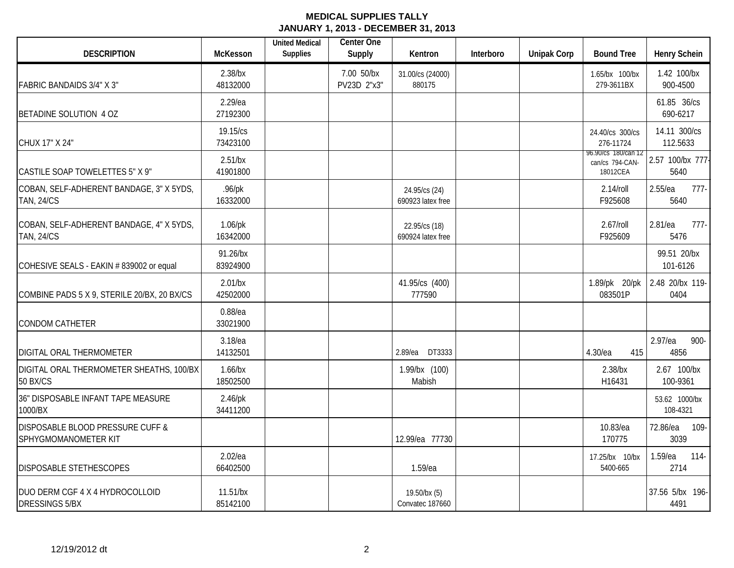**MEDICAL SUPPLIES TALLY**
**JANUARY 1, 2013 - DECEMBER 31, 2013**

| DESCRIPTION | McKesson | United Medical Supplies | Center One Supply | Kentron | Interboro | Unipak Corp | Bound Tree | Henry Schein |
|---|---|---|---|---|---|---|---|---|
| FABRIC BANDAIDS 3/4" X 3" | 2.38/bx 48132000 | | 7.00 50/bx PV23D 2"x3" | 31.00/cs (24000) 880175 | | | 1.65/bx 100/bx 279-3611BX | 1.42 100/bx 900-4500 |
| BETADINE SOLUTION 4 OZ | 2.29/ea 27192300 | | | | | | | 61.85 36/cs 690-6217 |
| CHUX 17" X 24" | 19.15/cs 73423100 | | | | | | 24.40/cs 300/cs 276-11724 | 14.11 300/cs 112.5633 |
| CASTILE SOAP TOWELETTES 5" X 9" | 2.51/bx 41901800 | | | | | | 96.90/cs 180/can 12 can/cs 794-CAN-18012CEA | 2.57 100/bx 777-5640 |
| COBAN, SELF-ADHERENT BANDAGE, 3" X 5YDS, TAN, 24/CS | .96/pk 16332000 | | | 24.95/cs (24) 690923 latex free | | | 2.14/roll F925608 | 2.55/ea 777-5640 |
| COBAN, SELF-ADHERENT BANDAGE, 4" X 5YDS, TAN, 24/CS | 1.06/pk 16342000 | | | 22.95/cs (18) 690924 latex free | | | 2.67/roll F925609 | 2.81/ea 777-5476 |
| COHESIVE SEALS - EAKIN # 839002 or equal | 91.26/bx 83924900 | | | | | | | 99.51 20/bx 101-6126 |
| COMBINE PADS 5 X 9, STERILE 20/BX, 20 BX/CS | 2.01/bx 42502000 | | | 41.95/cs (400) 777590 | | | 1.89/pk 20/pk 083501P | 2.48 20/bx 119-0404 |
| CONDOM CATHETER | 0.88/ea 33021900 | | | | | | | |
| DIGITAL ORAL THERMOMETER | 3.18/ea 14132501 | | | 2.89/ea DT3333 | | | 4.30/ea 415 | 2.97/ea 900-4856 |
| DIGITAL ORAL THERMOMETER SHEATHS, 100/BX 50 BX/CS | 1.66/bx 18502500 | | | 1.99/bx (100) Mabish | | | 2.38/bx H16431 | 2.67 100/bx 100-9361 |
| 36" DISPOSABLE INFANT TAPE MEASURE 1000/BX | 2.46/pk 34411200 | | | | | | | 53.62 1000/bx 108-4321 |
| DISPOSABLE BLOOD PRESSURE CUFF & SPHYGMOMANOMETER KIT | | | | 12.99/ea 77730 | | | 10.83/ea 170775 | 72.86/ea 109-3039 |
| DISPOSABLE STETHESCOPES | 2.02/ea 66402500 | | | 1.59/ea | | | 17.25/bx 10/bx 5400-665 | 1.59/ea 114-2714 |
| DUO DERM CGF 4 X 4 HYDROCOLLOID DRESSINGS 5/BX | 11.51/bx 85142100 | | | 19.50/bx (5) Convatec 187660 | | | | 37.56 5/bx 196-4491 |

12/19/2012 dt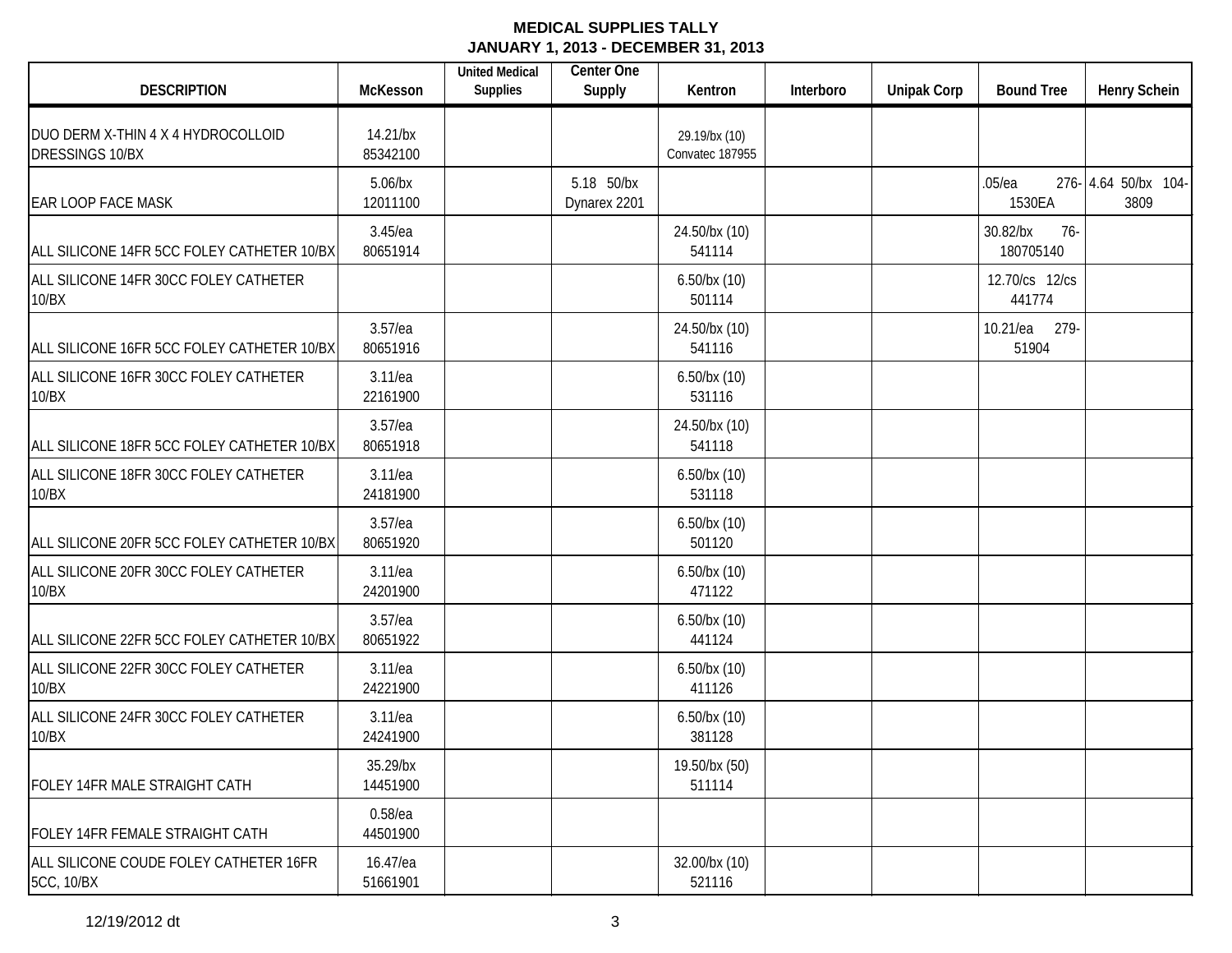**MEDICAL SUPPLIES TALLY**
**JANUARY 1, 2013 - DECEMBER 31, 2013**

| DESCRIPTION | McKesson | United Medical Supplies | Center One Supply | Kentron | Interboro | Unipak Corp | Bound Tree | Henry Schein |
|---|---|---|---|---|---|---|---|---|
| DUO DERM X-THIN 4 X 4 HYDROCOLLOID DRESSINGS 10/BX | 14.21/bx 85342100 | | | 29.19/bx (10) Convatec 187955 | | | | |
| EAR LOOP FACE MASK | 5.06/bx 12011100 | | 5.18 50/bx Dynarex 2201 | | | | .05/ea 276-1530EA | 4.64 50/bx 104-3809 |
| ALL SILICONE 14FR 5CC FOLEY CATHETER 10/BX | 3.45/ea 80651914 | | | 24.50/bx (10) 541114 | | | 30.82/bx 76-180705140 | |
| ALL SILICONE 14FR 30CC FOLEY CATHETER 10/BX | | | | 6.50/bx (10) 501114 | | | 12.70/cs 12/cs 441774 | |
| ALL SILICONE 16FR 5CC FOLEY CATHETER 10/BX | 3.57/ea 80651916 | | | 24.50/bx (10) 541116 | | | 10.21/ea 279-51904 | |
| ALL SILICONE 16FR 30CC FOLEY CATHETER 10/BX | 3.11/ea 22161900 | | | 6.50/bx (10) 531116 | | | | |
| ALL SILICONE 18FR 5CC FOLEY CATHETER 10/BX | 3.57/ea 80651918 | | | 24.50/bx (10) 541118 | | | | |
| ALL SILICONE 18FR 30CC FOLEY CATHETER 10/BX | 3.11/ea 24181900 | | | 6.50/bx (10) 531118 | | | | |
| ALL SILICONE 20FR 5CC FOLEY CATHETER 10/BX | 3.57/ea 80651920 | | | 6.50/bx (10) 501120 | | | | |
| ALL SILICONE 20FR 30CC FOLEY CATHETER 10/BX | 3.11/ea 24201900 | | | 6.50/bx (10) 471122 | | | | |
| ALL SILICONE 22FR 5CC FOLEY CATHETER 10/BX | 3.57/ea 80651922 | | | 6.50/bx (10) 441124 | | | | |
| ALL SILICONE 22FR 30CC FOLEY CATHETER 10/BX | 3.11/ea 24221900 | | | 6.50/bx (10) 411126 | | | | |
| ALL SILICONE 24FR 30CC FOLEY CATHETER 10/BX | 3.11/ea 24241900 | | | 6.50/bx (10) 381128 | | | | |
| FOLEY 14FR MALE STRAIGHT CATH | 35.29/bx 14451900 | | | 19.50/bx (50) 511114 | | | | |
| FOLEY 14FR FEMALE STRAIGHT CATH | 0.58/ea 44501900 | | | | | | | |
| ALL SILICONE COUDE FOLEY CATHETER 16FR 5CC, 10/BX | 16.47/ea 51661901 | | | 32.00/bx (10) 521116 | | | | |

12/19/2012 dt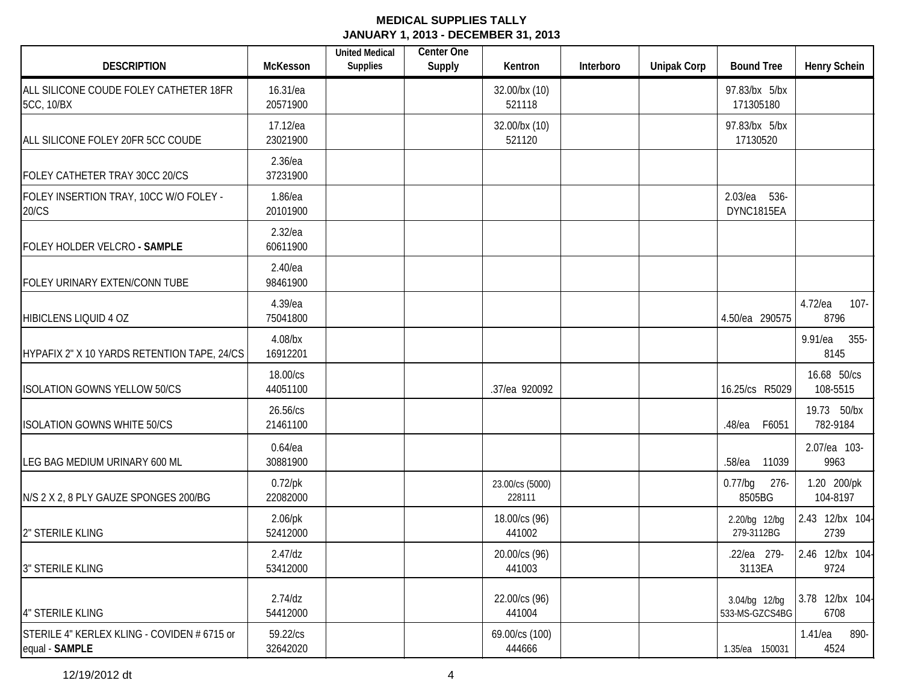**MEDICAL SUPPLIES TALLY**
**JANUARY 1, 2013 - DECEMBER 31, 2013**

| DESCRIPTION | McKesson | United Medical Supplies | Center One Supply | Kentron | Interboro | Unipak Corp | Bound Tree | Henry Schein |
|---|---|---|---|---|---|---|---|---|
| ALL SILICONE COUDE FOLEY CATHETER 18FR 5CC, 10/BX | 16.31/ea 20571900 | | | 32.00/bx (10) 521118 | | | 97.83/bx 5/bx 171305180 | |
| ALL SILICONE FOLEY 20FR 5CC COUDE | 17.12/ea 23021900 | | | 32.00/bx (10) 521120 | | | 97.83/bx 5/bx 17130520 | |
| FOLEY CATHETER TRAY 30CC 20/CS | 2.36/ea 37231900 | | | | | | | |
| FOLEY INSERTION TRAY, 10CC W/O FOLEY - 20/CS | 1.86/ea 20101900 | | | | | | 2.03/ea 536-DYNC1815EA | |
| FOLEY HOLDER VELCRO **- SAMPLE** | 2.32/ea 60611900 | | | | | | | |
| FOLEY URINARY EXTEN/CONN TUBE | 2.40/ea 98461900 | | | | | | | |
| HIBICLENS LIQUID 4 OZ | 4.39/ea 75041800 | | | | | | 4.50/ea 290575 | 4.72/ea 107-8796 |
| HYPAFIX 2" X 10 YARDS RETENTION TAPE, 24/CS | 4.08/bx 16912201 | | | | | | | 9.91/ea 355-8145 |
| ISOLATION GOWNS YELLOW 50/CS | 18.00/cs 44051100 | | | .37/ea 920092 | | | 16.25/cs R5029 | 16.68 50/cs 108-5515 |
| ISOLATION GOWNS WHITE 50/CS | 26.56/cs 21461100 | | | | | | .48/ea F6051 | 19.73 50/bx 782-9184 |
| LEG BAG MEDIUM URINARY 600 ML | 0.64/ea 30881900 | | | | | | .58/ea 11039 | 2.07/ea 103-9963 |
| N/S 2 X 2, 8 PLY GAUZE SPONGES 200/BG | 0.72/pk 22082000 | | | 23.00/cs (5000) 228111 | | | 0.77/bg 276-8505BG | 1.20 200/pk 104-8197 |
| 2" STERILE KLING | 2.06/pk 52412000 | | | 18.00/cs (96) 441002 | | | 2.20/bg 12/bg 279-3112BG | 2.43 12/bx 104-2739 |
| 3" STERILE KLING | 2.47/dz 53412000 | | | 20.00/cs (96) 441003 | | | .22/ea 279-3113EA | 2.46 12/bx 104-9724 |
| 4" STERILE KLING | 2.74/dz 54412000 | | | 22.00/cs (96) 441004 | | | 3.04/bg 12/bg 533-MS-GZCS4BG | 3.78 12/bx 104-6708 |
| STERILE 4" KERLEX KLING - COVIDEN # 6715 or equal - **SAMPLE** | 59.22/cs 32642020 | | | 69.00/cs (100) 444666 | | | 1.35/ea 150031 | 1.41/ea 890-4524 |

12/19/2012 dt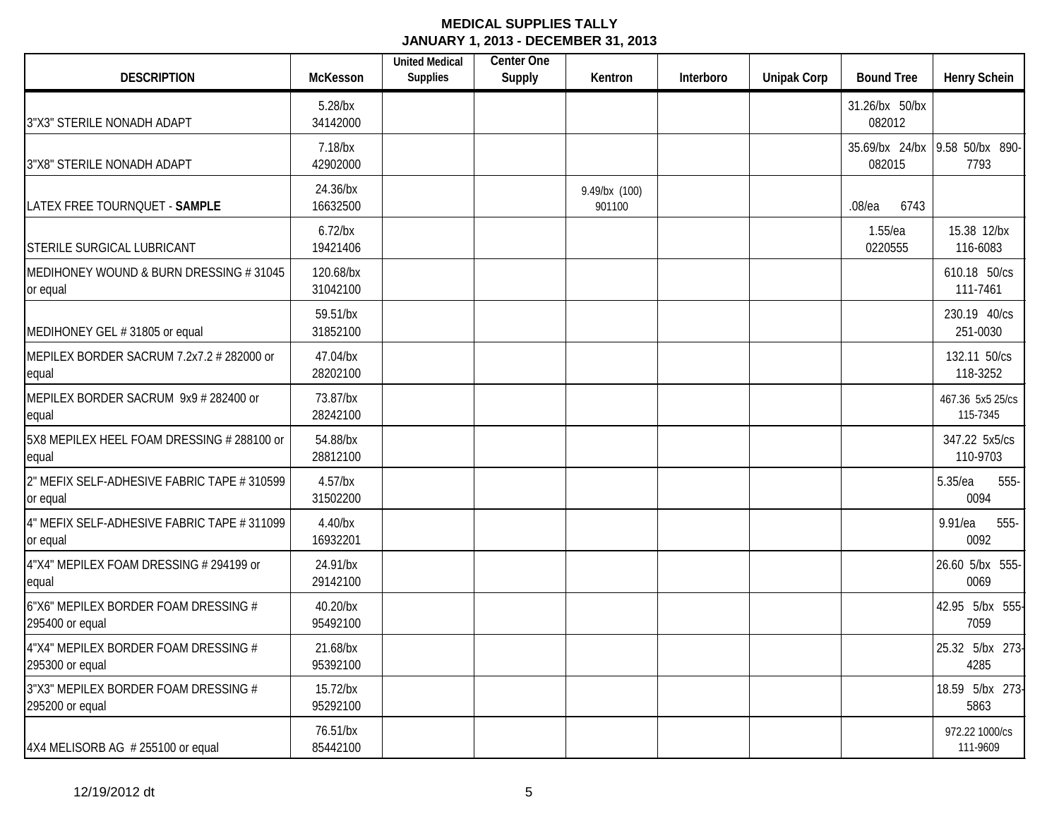**MEDICAL SUPPLIES TALLY**
**JANUARY 1, 2013 - DECEMBER 31, 2013**

| DESCRIPTION | McKesson | United Medical Supplies | Center One Supply | Kentron | Interboro | Unipak Corp | Bound Tree | Henry Schein |
|---|---|---|---|---|---|---|---|---|
| 3"X3" STERILE NONADH ADAPT | 5.28/bx 34142000 | | | | | | 31.26/bx 50/bx 082012 | |
| 3"X8" STERILE NONADH ADAPT | 7.18/bx 42902000 | | | | | | 35.69/bx 24/bx 082015 | 9.58 50/bx 890-7793 |
| LATEX FREE TOURNQUET - **SAMPLE** | 24.36/bx 16632500 | | | 9.49/bx (100) 901100 | | | .08/ea 6743 | |
| STERILE SURGICAL LUBRICANT | 6.72/bx 19421406 | | | | | | 1.55/ea 0220555 | 15.38 12/bx 116-6083 |
| MEDIHONEY WOUND & BURN DRESSING # 31045 or equal | 120.68/bx 31042100 | | | | | | | 610.18 50/cs 111-7461 |
| MEDIHONEY GEL # 31805 or equal | 59.51/bx 31852100 | | | | | | | 230.19 40/cs 251-0030 |
| MEPILEX BORDER SACRUM 7.2x7.2 # 282000 or equal | 47.04/bx 28202100 | | | | | | | 132.11 50/cs 118-3252 |
| MEPILEX BORDER SACRUM 9x9 # 282400 or equal | 73.87/bx 28242100 | | | | | | | 467.36 5x5 25/cs 115-7345 |
| 5X8 MEPILEX HEEL FOAM DRESSING # 288100 or equal | 54.88/bx 28812100 | | | | | | | 347.22 5x5/cs 110-9703 |
| 2" MEFIX SELF-ADHESIVE FABRIC TAPE # 310599 or equal | 4.57/bx 31502200 | | | | | | | 5.35/ea 555-0094 |
| 4" MEFIX SELF-ADHESIVE FABRIC TAPE # 311099 or equal | 4.40/bx 16932201 | | | | | | | 9.91/ea 555-0092 |
| 4"X4" MEPILEX FOAM DRESSING # 294199 or equal | 24.91/bx 29142100 | | | | | | | 26.60 5/bx 555-0069 |
| 6"X6" MEPILEX BORDER FOAM DRESSING # 295400 or equal | 40.20/bx 95492100 | | | | | | | 42.95 5/bx 555-7059 |
| 4"X4" MEPILEX BORDER FOAM DRESSING # 295300 or equal | 21.68/bx 95392100 | | | | | | | 25.32 5/bx 273-4285 |
| 3"X3" MEPILEX BORDER FOAM DRESSING # 295200 or equal | 15.72/bx 95292100 | | | | | | | 18.59 5/bx 273-5863 |
| 4X4 MELISORB AG # 255100 or equal | 76.51/bx 85442100 | | | | | | | 972.22 1000/cs 111-9609 |

12/19/2012 dt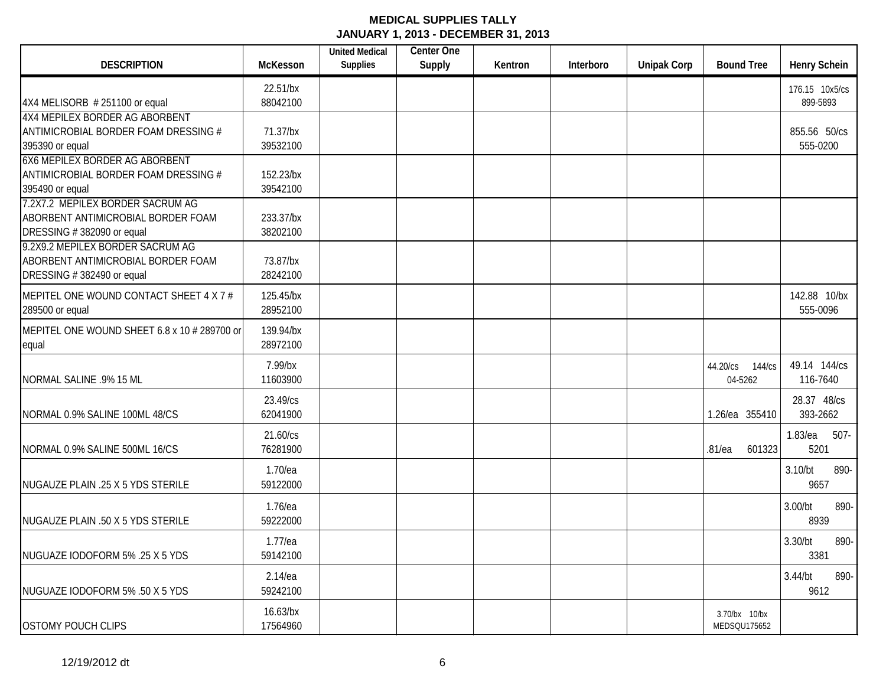**MEDICAL SUPPLIES TALLY**
**JANUARY 1, 2013 - DECEMBER 31, 2013**

| DESCRIPTION | McKesson | United Medical Supplies | Center One Supply | Kentron | Interboro | Unipak Corp | Bound Tree | Henry Schein |
|---|---|---|---|---|---|---|---|---|
| 4X4 MELISORB # 251100 or equal | 22.51/bx 88042100 | | | | | | | 176.15 10x5/cs 899-5893 |
| 4X4 MEPILEX BORDER AG ABORBENT ANTIMICROBIAL BORDER FOAM DRESSING # 395390 or equal | 71.37/bx 39532100 | | | | | | | 855.56 50/cs 555-0200 |
| 6X6 MEPILEX BORDER AG ABORBENT ANTIMICROBIAL BORDER FOAM DRESSING # 395490 or equal | 152.23/bx 39542100 | | | | | | | |
| 7.2X7.2 MEPILEX BORDER SACRUM AG ABORBENT ANTIMICROBIAL BORDER FOAM DRESSING # 382090 or equal | 233.37/bx 38202100 | | | | | | | |
| 9.2X9.2 MEPILEX BORDER SACRUM AG ABORBENT ANTIMICROBIAL BORDER FOAM DRESSING # 382490 or equal | 73.87/bx 28242100 | | | | | | | |
| MEPITEL ONE WOUND CONTACT SHEET 4 X 7 # 289500 or equal | 125.45/bx 28952100 | | | | | | | 142.88 10/bx 555-0096 |
| MEPITEL ONE WOUND SHEET 6.8 x 10 # 289700 or equal | 139.94/bx 28972100 | | | | | | | |
| NORMAL SALINE .9% 15 ML | 7.99/bx 11603900 | | | | | | 44.20/cs 144/cs 04-5262 | 49.14 144/cs 116-7640 |
| NORMAL 0.9% SALINE 100ML 48/CS | 23.49/cs 62041900 | | | | | | 1.26/ea 355410 | 28.37 48/cs 393-2662 |
| NORMAL 0.9% SALINE 500ML 16/CS | 21.60/cs 76281900 | | | | | | .81/ea 601323 | 1.83/ea 507-5201 |
| NUGAUZE PLAIN .25 X 5 YDS STERILE | 1.70/ea 59122000 | | | | | | | 3.10/bt 890-9657 |
| NUGAUZE PLAIN .50 X 5 YDS STERILE | 1.76/ea 59222000 | | | | | | | 3.00/bt 890-8939 |
| NUGUAZE IODOFORM 5% .25 X 5 YDS | 1.77/ea 59142100 | | | | | | | 3.30/bt 890-3381 |
| NUGUAZE IODOFORM 5% .50 X 5 YDS | 2.14/ea 59242100 | | | | | | | 3.44/bt 890-9612 |
| OSTOMY POUCH CLIPS | 16.63/bx 17564960 | | | | | | 3.70/bx 10/bx MEDSQU175652 | |

12/19/2012 dt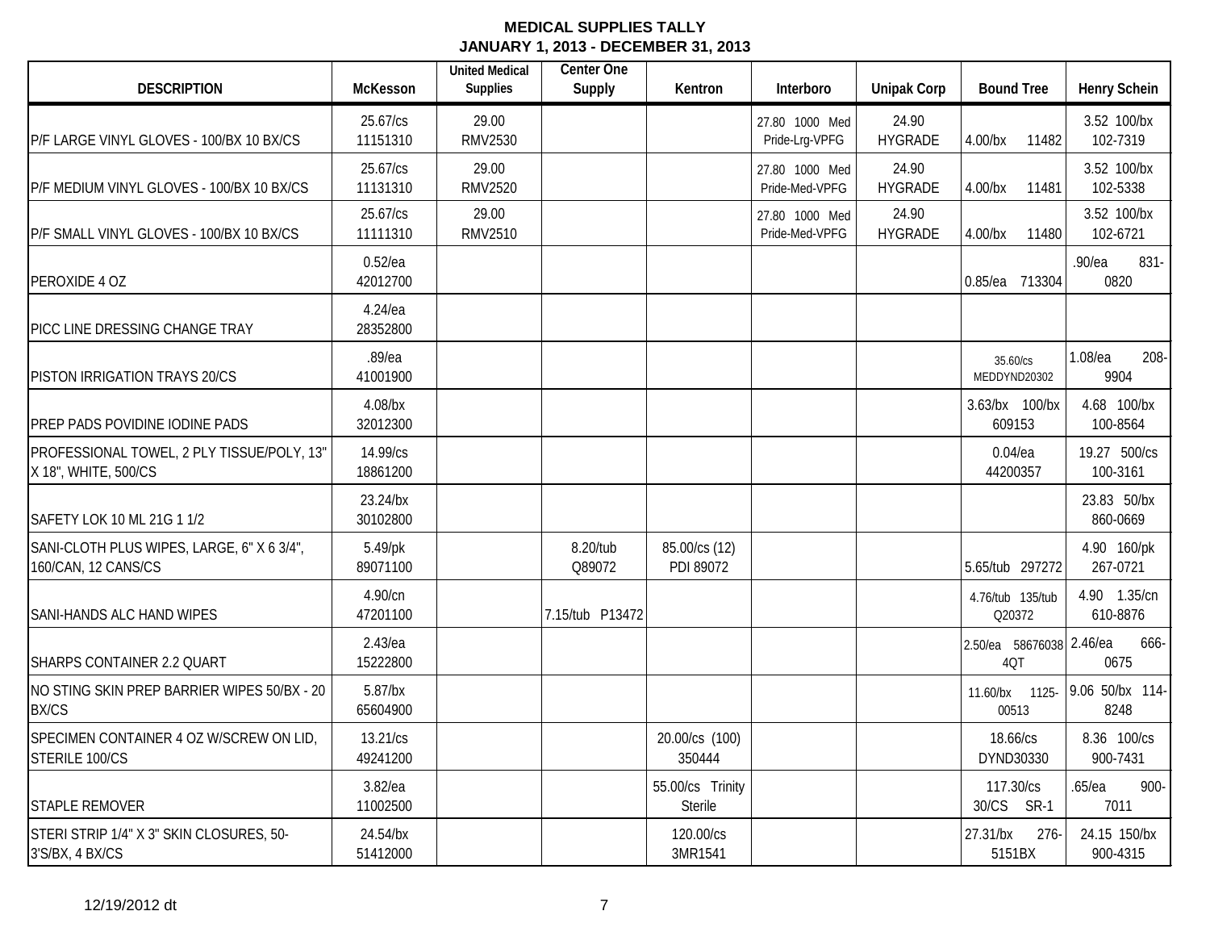# MEDICAL SUPPLIES TALLY
## JANUARY 1, 2013 - DECEMBER 31, 2013

| DESCRIPTION | McKesson | United Medical Supplies | Center One Supply | Kentron | Interboro | Unipak Corp | Bound Tree | Henry Schein |
|---|---|---|---|---|---|---|---|---|
| P/F LARGE VINYL GLOVES - 100/BX 10 BX/CS | 25.67/cs 11151310 | 29.00 RMV2530 | | | 27.80 1000 Med Pride-Lrg-VPFG | 24.90 HYGRADE | 4.00/bx 11482 | 3.52 100/bx 102-7319 |
| P/F MEDIUM VINYL GLOVES - 100/BX 10 BX/CS | 25.67/cs 11131310 | 29.00 RMV2520 | | | 27.80 1000 Med Pride-Med-VPFG | 24.90 HYGRADE | 4.00/bx 11481 | 3.52 100/bx 102-5338 |
| P/F SMALL VINYL GLOVES - 100/BX 10 BX/CS | 25.67/cs 11111310 | 29.00 RMV2510 | | | 27.80 1000 Med Pride-Med-VPFG | 24.90 HYGRADE | 4.00/bx 11480 | 3.52 100/bx 102-6721 |
| PEROXIDE 4 OZ | 0.52/ea 42012700 | | | | | | 0.85/ea 713304 | .90/ea 831-0820 |
| PICC LINE DRESSING CHANGE TRAY | 4.24/ea 28352800 | | | | | | | |
| PISTON IRRIGATION TRAYS 20/CS | .89/ea 41001900 | | | | | | 35.60/cs MEDDYND20302 | 1.08/ea 208-9904 |
| PREP PADS POVIDINE IODINE PADS | 4.08/bx 32012300 | | | | | | 3.63/bx 100/bx 609153 | 4.68 100/bx 100-8564 |
| PROFESSIONAL TOWEL, 2 PLY TISSUE/POLY, 13" X 18", WHITE, 500/CS | 14.99/cs 18861200 | | | | | | 0.04/ea 44200357 | 19.27 500/cs 100-3161 |
| SAFETY LOK 10 ML 21G 1 1/2 | 23.24/bx 30102800 | | | | | | | 23.83 50/bx 860-0669 |
| SANI-CLOTH PLUS WIPES, LARGE, 6" X 6 3/4", 160/CAN, 12 CANS/CS | 5.49/pk 89071100 | | 8.20/tub Q89072 | 85.00/cs (12) PDI 89072 | | | 5.65/tub 297272 | 4.90 160/pk 267-0721 |
| SANI-HANDS ALC HAND WIPES | 4.90/cn 47201100 | | 7.15/tub P13472 | | | | 4.76/tub 135/tub Q20372 | 4.90 1.35/cn 610-8876 |
| SHARPS CONTAINER 2.2 QUART | 2.43/ea 15222800 | | | | | | 2.50/ea 58676038 4QT | 2.46/ea 666-0675 |
| NO STING SKIN PREP BARRIER WIPES 50/BX - 20 BX/CS | 5.87/bx 65604900 | | | | | | 11.60/bx 1125-00513 | 9.06 50/bx 114-8248 |
| SPECIMEN CONTAINER 4 OZ W/SCREW ON LID, STERILE 100/CS | 13.21/cs 49241200 | | | 20.00/cs (100) 350444 | | | 18.66/cs DYND30330 | 8.36 100/cs 900-7431 |
| STAPLE REMOVER | 3.82/ea 11002500 | | | 55.00/cs Trinity Sterile | | | 117.30/cs 30/CS SR-1 | .65/ea 900-7011 |
| STERI STRIP 1/4" X 3" SKIN CLOSURES, 50-3'S/BX, 4 BX/CS | 24.54/bx 51412000 | | | 120.00/cs 3MR1541 | | | 27.31/bx 276-5151BX | 24.15 150/bx 900-4315 |

12/19/2012 dt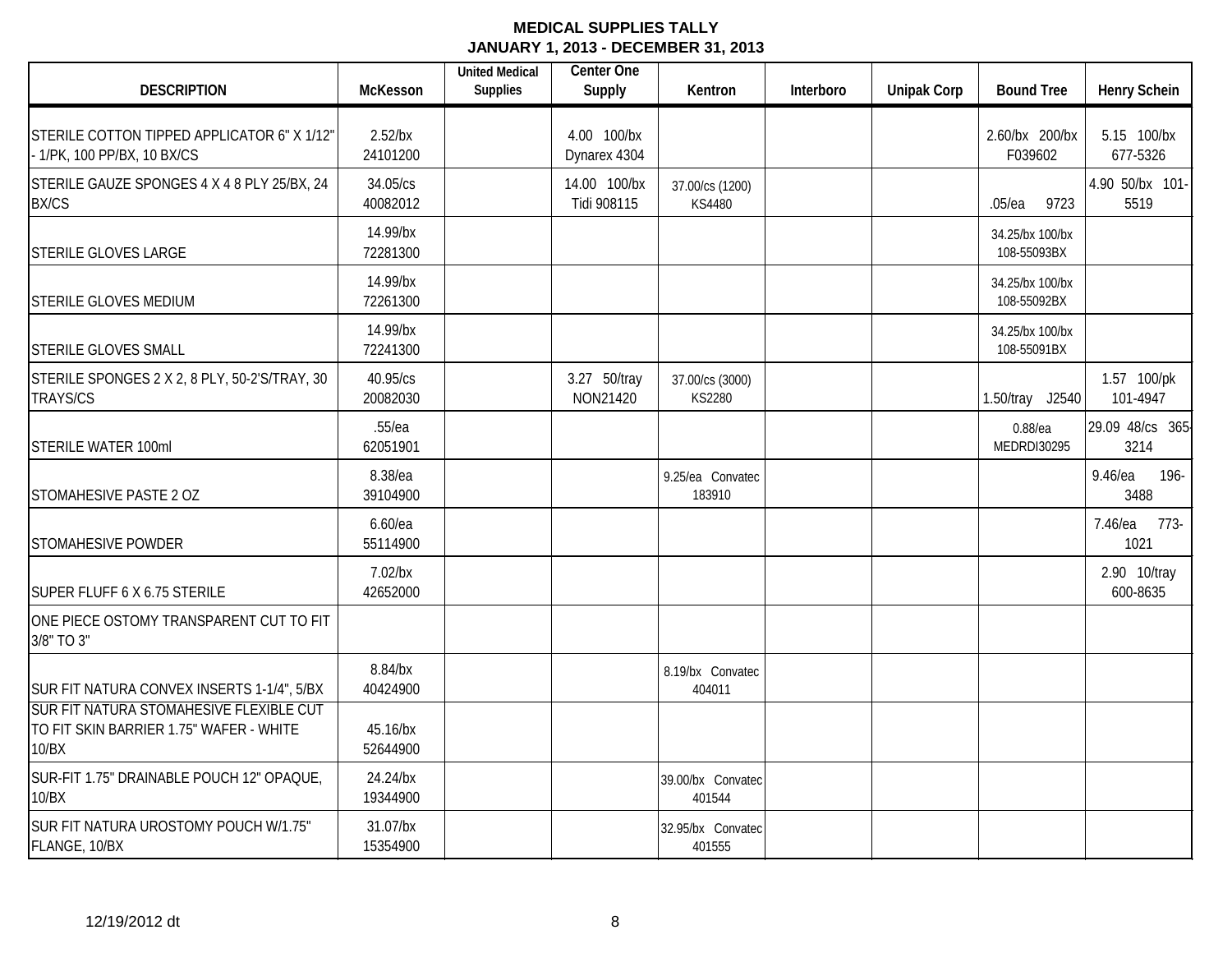**MEDICAL SUPPLIES TALLY**
**JANUARY 1, 2013 - DECEMBER 31, 2013**

| DESCRIPTION | McKesson | United Medical Supplies | Center One Supply | Kentron | Interboro | Unipak Corp | Bound Tree | Henry Schein |
|---|---|---|---|---|---|---|---|---|
| STERILE COTTON TIPPED APPLICATOR 6" X 1/12" - 1/PK, 100 PP/BX, 10 BX/CS | 2.52/bx 24101200 | | 4.00 100/bx Dynarex 4304 | | | | 2.60/bx 200/bx F039602 | 5.15 100/bx 677-5326 |
| STERILE GAUZE SPONGES 4 X 4 8 PLY 25/BX, 24 BX/CS | 34.05/cs 40082012 | | 14.00 100/bx Tidi 908115 | 37.00/cs (1200) KS4480 | | | .05/ea 9723 | 4.90 50/bx 101-5519 |
| STERILE GLOVES LARGE | 14.99/bx 72281300 | | | | | | 34.25/bx 100/bx 108-55093BX | |
| STERILE GLOVES MEDIUM | 14.99/bx 72261300 | | | | | | 34.25/bx 100/bx 108-55092BX | |
| STERILE GLOVES SMALL | 14.99/bx 72241300 | | | | | | 34.25/bx 100/bx 108-55091BX | |
| STERILE SPONGES 2 X 2, 8 PLY, 50-2'S/TRAY, 30 TRAYS/CS | 40.95/cs 20082030 | | 3.27 50/tray NON21420 | 37.00/cs (3000) KS2280 | | | 1.50/tray J2540 | 1.57 100/pk 101-4947 |
| STERILE WATER 100ml | .55/ea 62051901 | | | | | | 0.88/ea MEDRDI30295 | 29.09 48/cs 365-3214 |
| STOMAHESIVE PASTE 2 OZ | 8.38/ea 39104900 | | | 9.25/ea Convatec 183910 | | | | 9.46/ea 196-3488 |
| STOMAHESIVE POWDER | 6.60/ea 55114900 | | | | | | | 7.46/ea 773-1021 |
| SUPER FLUFF 6 X 6.75 STERILE | 7.02/bx 42652000 | | | | | | | 2.90 10/tray 600-8635 |
| ONE PIECE OSTOMY TRANSPARENT CUT TO FIT 3/8" TO 3" | | | | | | | | |
| SUR FIT NATURA CONVEX INSERTS 1-1/4", 5/BX | 8.84/bx 40424900 | | | 8.19/bx Convatec 404011 | | | | |
| SUR FIT NATURA STOMAHESIVE FLEXIBLE CUT TO FIT SKIN BARRIER 1.75" WAFER - WHITE 10/BX | 45.16/bx 52644900 | | | | | | | |
| SUR-FIT 1.75" DRAINABLE POUCH 12" OPAQUE, 10/BX | 24.24/bx 19344900 | | | 39.00/bx Convatec 401544 | | | | |
| SUR FIT NATURA UROSTOMY POUCH W/1.75" FLANGE, 10/BX | 31.07/bx 15354900 | | | 32.95/bx Convatec 401555 | | | | |

12/19/2012 dt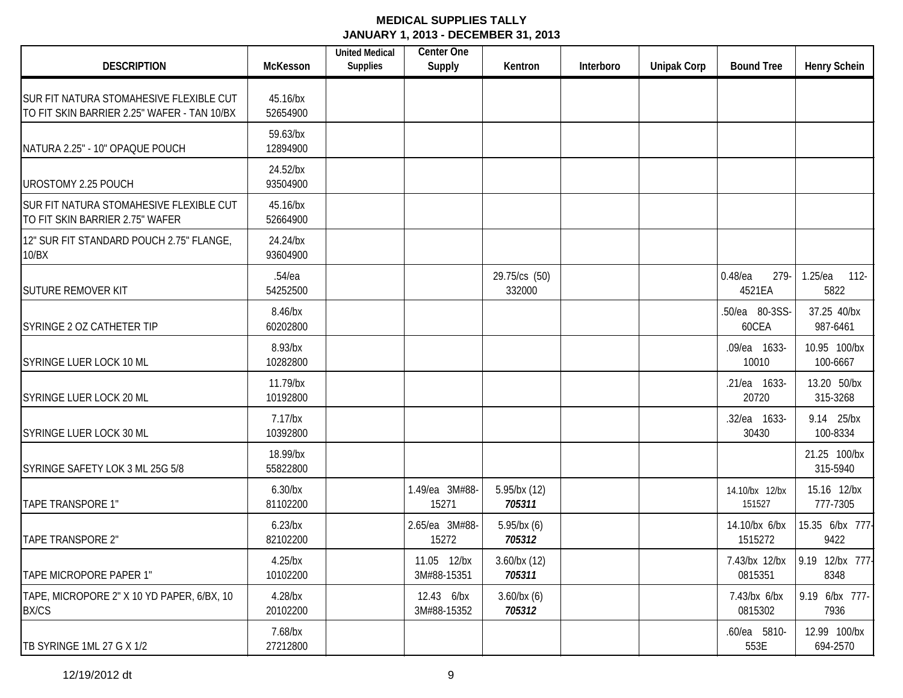**MEDICAL SUPPLIES TALLY**
**JANUARY 1, 2013 - DECEMBER 31, 2013**

| DESCRIPTION | McKesson | United Medical Supplies | Center One Supply | Kentron | Interboro | Unipak Corp | Bound Tree | Henry Schein |
|---|---|---|---|---|---|---|---|---|
| SUR FIT NATURA STOMAHESIVE FLEXIBLE CUT TO FIT SKIN BARRIER 2.25" WAFER - TAN 10/BX | 45.16/bx 52654900 | | | | | | | |
| NATURA 2.25" - 10" OPAQUE POUCH | 59.63/bx 12894900 | | | | | | | |
| UROSTOMY 2.25 POUCH | 24.52/bx 93504900 | | | | | | | |
| SUR FIT NATURA STOMAHESIVE FLEXIBLE CUT TO FIT SKIN BARRIER 2.75" WAFER | 45.16/bx 52664900 | | | | | | | |
| 12" SUR FIT STANDARD POUCH 2.75" FLANGE, 10/BX | 24.24/bx 93604900 | | | | | | | |
| SUTURE REMOVER KIT | .54/ea 54252500 | | | 29.75/cs (50) 332000 | | | 0.48/ea 279-4521EA | 1.25/ea 112-5822 |
| SYRINGE 2 OZ CATHETER TIP | 8.46/bx 60202800 | | | | | | .50/ea 80-3SS-60CEA | 37.25 40/bx 987-6461 |
| SYRINGE LUER LOCK 10 ML | 8.93/bx 10282800 | | | | | | .09/ea 1633-10010 | 10.95 100/bx 100-6667 |
| SYRINGE LUER LOCK 20 ML | 11.79/bx 10192800 | | | | | | .21/ea 1633-20720 | 13.20 50/bx 315-3268 |
| SYRINGE LUER LOCK 30 ML | 7.17/bx 10392800 | | | | | | .32/ea 1633-30430 | 9.14 25/bx 100-8334 |
| SYRINGE SAFETY LOK 3 ML 25G 5/8 | 18.99/bx 55822800 | | | | | | | 21.25 100/bx 315-5940 |
| TAPE TRANSPORE 1" | 6.30/bx 81102200 | | 1.49/ea 3M#88-15271 | 5.95/bx (12) ***705311*** | | | 14.10/bx 12/bx 151527 | 15.16 12/bx 777-7305 |
| TAPE TRANSPORE 2" | 6.23/bx 82102200 | | 2.65/ea 3M#88-15272 | 5.95/bx (6) ***705312*** | | | 14.10/bx 6/bx 1515272 | 15.35 6/bx 777-9422 |
| TAPE MICROPORE PAPER 1" | 4.25/bx 10102200 | | 11.05 12/bx 3M#88-15351 | 3.60/bx (12) ***705311*** | | | 7.43/bx 12/bx 0815351 | 9.19 12/bx 777-8348 |
| TAPE, MICROPORE 2" X 10 YD PAPER, 6/BX, 10 BX/CS | 4.28/bx 20102200 | | 12.43 6/bx 3M#88-15352 | 3.60/bx (6) ***705312*** | | | 7.43/bx 6/bx 0815302 | 9.19 6/bx 777-7936 |
| TB SYRINGE 1ML 27 G X 1/2 | 7.68/bx 27212800 | | | | | | .60/ea 5810-553E | 12.99 100/bx 694-2570 |

12/19/2012 dt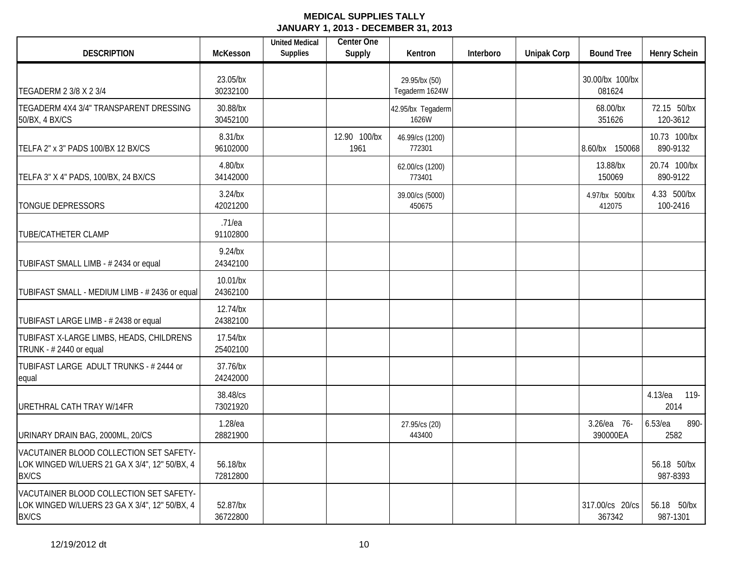**MEDICAL SUPPLIES TALLY**
**JANUARY 1, 2013 - DECEMBER 31, 2013**

| DESCRIPTION | McKesson | United Medical Supplies | Center One Supply | Kentron | Interboro | Unipak Corp | Bound Tree | Henry Schein |
|---|---|---|---|---|---|---|---|---|
| TEGADERM 2 3/8 X 2 3/4 | 23.05/bx 30232100 | | | 29.95/bx (50) Tegaderm 1624W | | | 30.00/bx 100/bx 081624 | |
| TEGADERM 4X4 3/4" TRANSPARENT DRESSING 50/BX, 4 BX/CS | 30.88/bx 30452100 | | | 42.95/bx Tegaderm 1626W | | | 68.00/bx 351626 | 72.15 50/bx 120-3612 |
| TELFA 2" x 3" PADS 100/BX 12 BX/CS | 8.31/bx 96102000 | | 12.90 100/bx 1961 | 46.99/cs (1200) 772301 | | | 8.60/bx 150068 | 10.73 100/bx 890-9132 |
| TELFA 3" X 4" PADS, 100/BX, 24 BX/CS | 4.80/bx 34142000 | | | 62.00/cs (1200) 773401 | | | 13.88/bx 150069 | 20.74 100/bx 890-9122 |
| TONGUE DEPRESSORS | 3.24/bx 42021200 | | | 39.00/cs (5000) 450675 | | | 4.97/bx 500/bx 412075 | 4.33 500/bx 100-2416 |
| TUBE/CATHETER CLAMP | .71/ea 91102800 | | | | | | | |
| TUBIFAST SMALL LIMB - # 2434 or equal | 9.24/bx 24342100 | | | | | | | |
| TUBIFAST SMALL - MEDIUM LIMB - # 2436 or equal | 10.01/bx 24362100 | | | | | | | |
| TUBIFAST LARGE LIMB - # 2438 or equal | 12.74/bx 24382100 | | | | | | | |
| TUBIFAST X-LARGE LIMBS, HEADS, CHILDRENS TRUNK - # 2440 or equal | 17.54/bx 25402100 | | | | | | | |
| TUBIFAST LARGE ADULT TRUNKS - # 2444 or equal | 37.76/bx 24242000 | | | | | | | |
| URETHRAL CATH TRAY W/14FR | 38.48/cs 73021920 | | | | | | | 4.13/ea 119-2014 |
| URINARY DRAIN BAG, 2000ML, 20/CS | 1.28/ea 28821900 | | | 27.95/cs (20) 443400 | | | 3.26/ea 76-390000EA | 6.53/ea 890-2582 |
| VACUTAINER BLOOD COLLECTION SET SAFETY-LOK WINGED W/LUERS 21 GA X 3/4", 12" 50/BX, 4 BX/CS | 56.18/bx 72812800 | | | | | | | 56.18 50/bx 987-8393 |
| VACUTAINER BLOOD COLLECTION SET SAFETY-LOK WINGED W/LUERS 23 GA X 3/4", 12" 50/BX, 4 BX/CS | 52.87/bx 36722800 | | | | | | 317.00/cs 20/cs 367342 | 56.18 50/bx 987-1301 |

12/19/2012 dt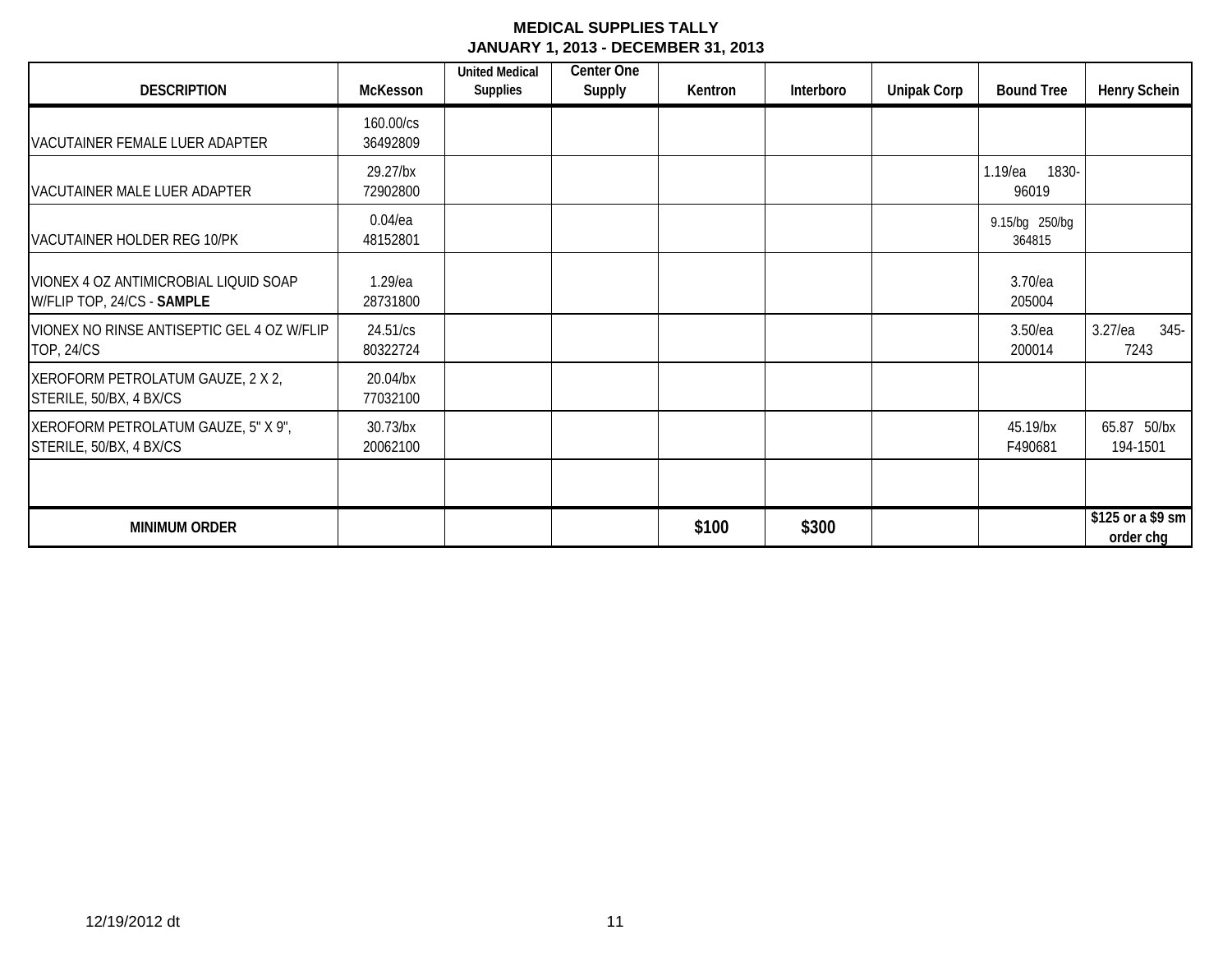**MEDICAL SUPPLIES TALLY**
**JANUARY 1, 2013 - DECEMBER 31, 2013**

| DESCRIPTION | McKesson | United Medical Supplies | Center One Supply | Kentron | Interboro | Unipak Corp | Bound Tree | Henry Schein |
|---|---|---|---|---|---|---|---|---|
| VACUTAINER FEMALE LUER ADAPTER | 160.00/cs 36492809 | | | | | | | |
| VACUTAINER MALE LUER ADAPTER | 29.27/bx 72902800 | | | | | | 1.19/ea 1830-96019 | |
| VACUTAINER HOLDER REG 10/PK | 0.04/ea 48152801 | | | | | | 9.15/bg 250/bg 364815 | |
| VIONEX 4 OZ ANTIMICROBIAL LIQUID SOAP W/FLIP TOP, 24/CS - **SAMPLE** | 1.29/ea 28731800 | | | | | | 3.70/ea 205004 | |
| VIONEX NO RINSE ANTISEPTIC GEL 4 OZ W/FLIP TOP, 24/CS | 24.51/cs 80322724 | | | | | | 3.50/ea 200014 | 3.27/ea 345-7243 |
| XEROFORM PETROLATUM GAUZE, 2 X 2, STERILE, 50/BX, 4 BX/CS | 20.04/bx 77032100 | | | | | | | |
| XEROFORM PETROLATUM GAUZE, 5" X 9", STERILE, 50/BX, 4 BX/CS | 30.73/bx 20062100 | | | | | | 45.19/bx F490681 | 65.87 50/bx 194-1501 |
| | | | | | | | | |
| **MINIMUM ORDER** | | | | **$100** | **$300** | | | **$125 or a $9 sm order chg** |

12/19/2012 dt